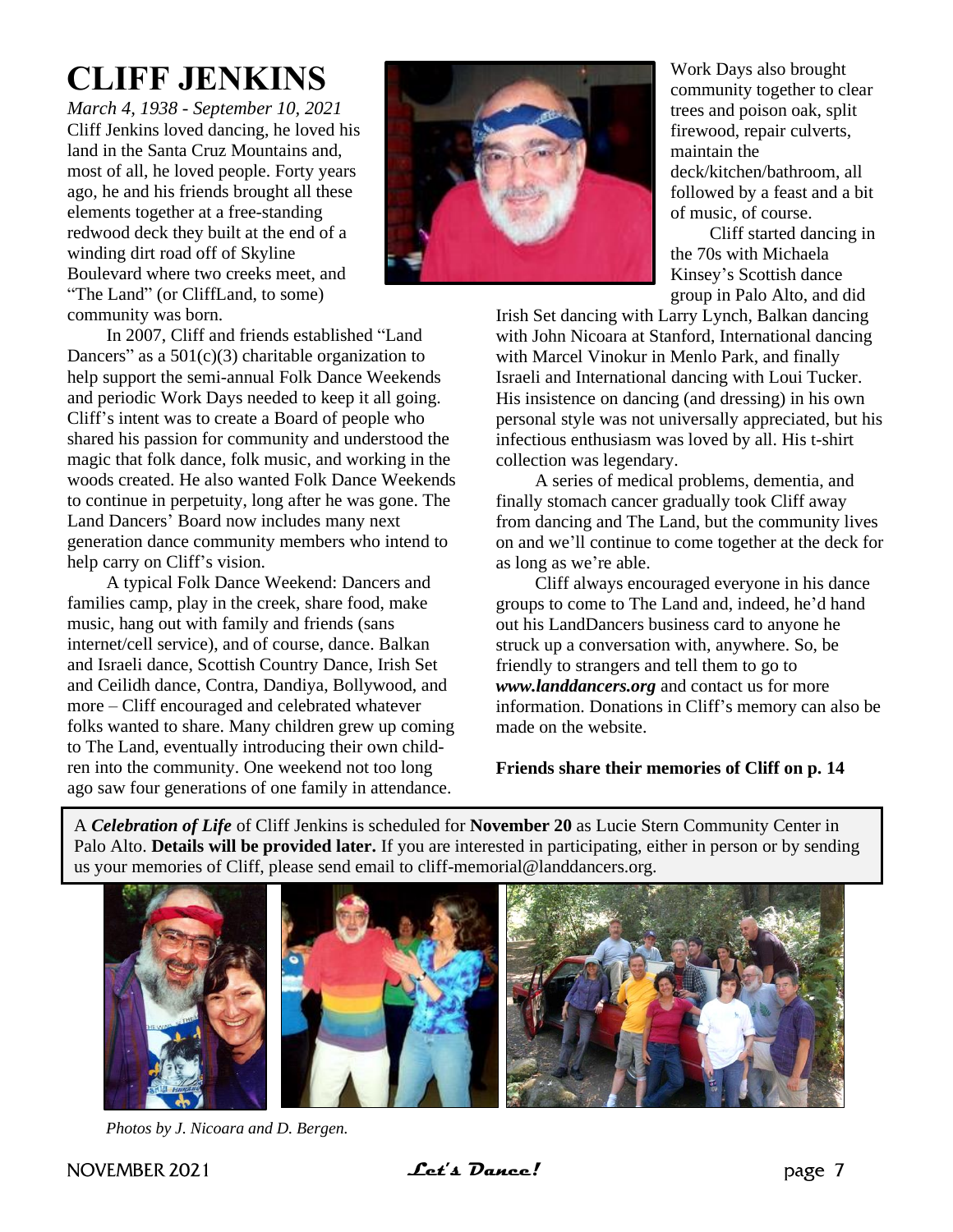# CLIFF JENKINS

*March 4, 1938 - September 10, 2021*

Cliff Jenkins loved dancing, he loved his land in the Santa Cruz Mountains and, most of all, he loved people. Forty years ago, he and his friends brought all these elements together at a free-standing redwood deck they built at the end of a winding dirt road off of Skyline Boulevard where two creeks meet, and "The Land" (or CliffLand, to some) community was born.

In 2007, Cliff and friends established "Land Dancers" as a 501(c)(3) charitable organization to help support the semi-annual Folk Dance Weekends and periodic Work Days needed to keep it all going. Cliff's intent was to create a Board of people who shared his passion for community and understood the magic that folk dance, folk music, and working in the woods created. He also wanted Folk Dance Weekends to continue in perpetuity, long after he was gone. The Land Dancers' Board now includes many next generation dance community members who intend to help carry on Cliff's vision.

A typical Folk Dance Weekend: Dancers and families camp, play in the creek, share food, make music, hang out with family and friends (sans internet/cell service), and of course, dance. Balkan and Israeli dance, Scottish Country Dance, Irish Set and Ceilidh dance, Contra, Dandiya, Bollywood, and more – Cliff encouraged and celebrated whatever folks wanted to share. Many children grew up coming to The Land, eventually introducing their own children into the community. One weekend not too long ago saw four generations of one family in attendance.

Work Days also brought community together to clear trees and poison oak, split firewood, repair culverts, maintain the deck/kitchen/bathroom, all followed by a feast and a bit of music, of course.

Cliff started dancing in the 70s with Michaela Kinsey's Scottish dance group in Palo Alto, and did Irish Set dancing with Larry Lynch, Balkan dancing with John Nicoara at Stanford, International dancing with Marcel Vinokur in Menlo Park, and finally Israeli and International dancing with Loui Tucker. His insistence on dancing (and dressing) in his own personal style was not universally appreciated, but his infectious enthusiasm was loved by all. His t-shirt collection was legendary.

A series of medical problems, dementia, and finally stomach cancer gradually took Cliff away from dancing and The Land, but the community lives on and we'll continue to come together at the deck for as long as we're able.

Cliff always encouraged everyone in his dance groups to come to The Land and, indeed, he'd hand out his LandDancers business card to anyone he struck up a conversation with, anywhere. So, be friendly to strangers and tell them to go to ***www.landdancers.org*** and contact us for more information. Donations in Cliff's memory can also be made on the website.

**Friends share their memories of Cliff on p. 14**

A ***Celebration of Life*** of Cliff Jenkins is scheduled for **November 20** as Lucie Stern Community Center in Palo Alto. **Details will be provided later.** If you are interested in participating, either in person or by sending us your memories of Cliff, please send email to cliff-memorial@landdancers.org.

*Photos by J. Nicoara and D. Bergen.*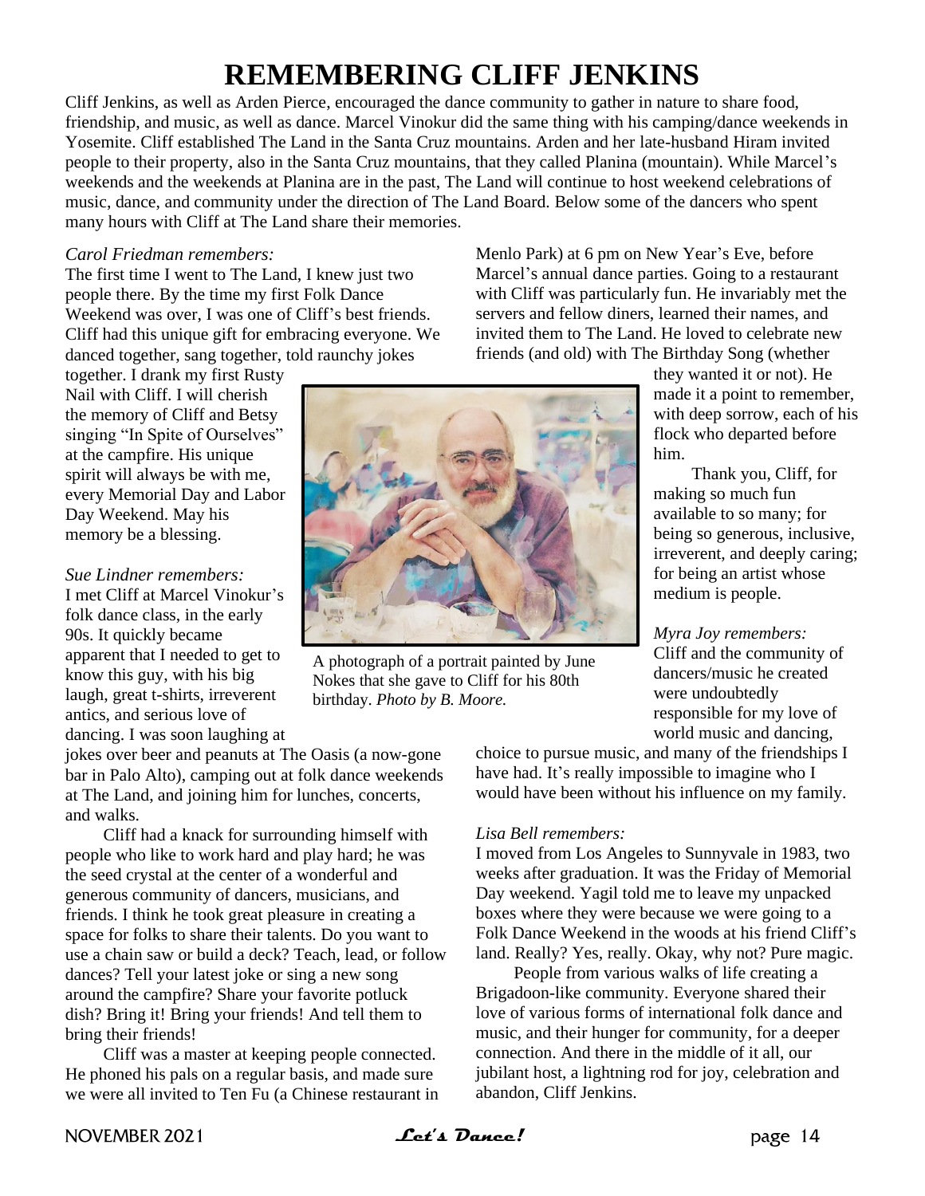# REMEMBERING CLIFF JENKINS

Cliff Jenkins, as well as Arden Pierce, encouraged the dance community to gather in nature to share food, friendship, and music, as well as dance. Marcel Vinokur did the same thing with his camping/dance weekends in Yosemite. Cliff established The Land in the Santa Cruz mountains. Arden and her late-husband Hiram invited people to their property, also in the Santa Cruz mountains, that they called Planina (mountain). While Marcel's weekends and the weekends at Planina are in the past, The Land will continue to host weekend celebrations of music, dance, and community under the direction of The Land Board. Below some of the dancers who spent many hours with Cliff at The Land share their memories.

*Carol Friedman remembers:*

The first time I went to The Land, I knew just two people there. By the time my first Folk Dance Weekend was over, I was one of Cliff's best friends. Cliff had this unique gift for embracing everyone. We danced together, sang together, told raunchy jokes together. I drank my first Rusty Nail with Cliff. I will cherish the memory of Cliff and Betsy singing "In Spite of Ourselves" at the campfire. His unique spirit will always be with me, every Memorial Day and Labor Day Weekend. May his memory be a blessing.

*Sue Lindner remembers:*

I met Cliff at Marcel Vinokur's folk dance class, in the early 90s. It quickly became apparent that I needed to get to know this guy, with his big laugh, great t-shirts, irreverent antics, and serious love of dancing. I was soon laughing at jokes over beer and peanuts at The Oasis (a now-gone bar in Palo Alto), camping out at folk dance weekends at The Land, and joining him for lunches, concerts, and walks.

Cliff had a knack for surrounding himself with people who like to work hard and play hard; he was the seed crystal at the center of a wonderful and generous community of dancers, musicians, and friends. I think he took great pleasure in creating a space for folks to share their talents. Do you want to use a chain saw or build a deck? Teach, lead, or follow dances? Tell your latest joke or sing a new song around the campfire? Share your favorite potluck dish? Bring it! Bring your friends! And tell them to bring their friends!

Cliff was a master at keeping people connected. He phoned his pals on a regular basis, and made sure we were all invited to Ten Fu (a Chinese restaurant in Menlo Park) at 6 pm on New Year's Eve, before Marcel's annual dance parties. Going to a restaurant with Cliff was particularly fun. He invariably met the servers and fellow diners, learned their names, and invited them to The Land. He loved to celebrate new friends (and old) with The Birthday Song (whether they wanted it or not). He made it a point to remember, with deep sorrow, each of his flock who departed before him.

Thank you, Cliff, for making so much fun available to so many; for being so generous, inclusive, irreverent, and deeply caring; for being an artist whose medium is people.

A photograph of a portrait painted by June Nokes that she gave to Cliff for his 80th birthday. *Photo by B. Moore.*

*Myra Joy remembers:*

Cliff and the community of dancers/music he created were undoubtedly responsible for my love of world music and dancing, choice to pursue music, and many of the friendships I have had. It's really impossible to imagine who I would have been without his influence on my family.

*Lisa Bell remembers:*

I moved from Los Angeles to Sunnyvale in 1983, two weeks after graduation. It was the Friday of Memorial Day weekend. Yagil told me to leave my unpacked boxes where they were because we were going to a Folk Dance Weekend in the woods at his friend Cliff's land. Really? Yes, really. Okay, why not? Pure magic.

People from various walks of life creating a Brigadoon-like community. Everyone shared their love of various forms of international folk dance and music, and their hunger for community, for a deeper connection. And there in the middle of it all, our jubilant host, a lightning rod for joy, celebration and abandon, Cliff Jenkins.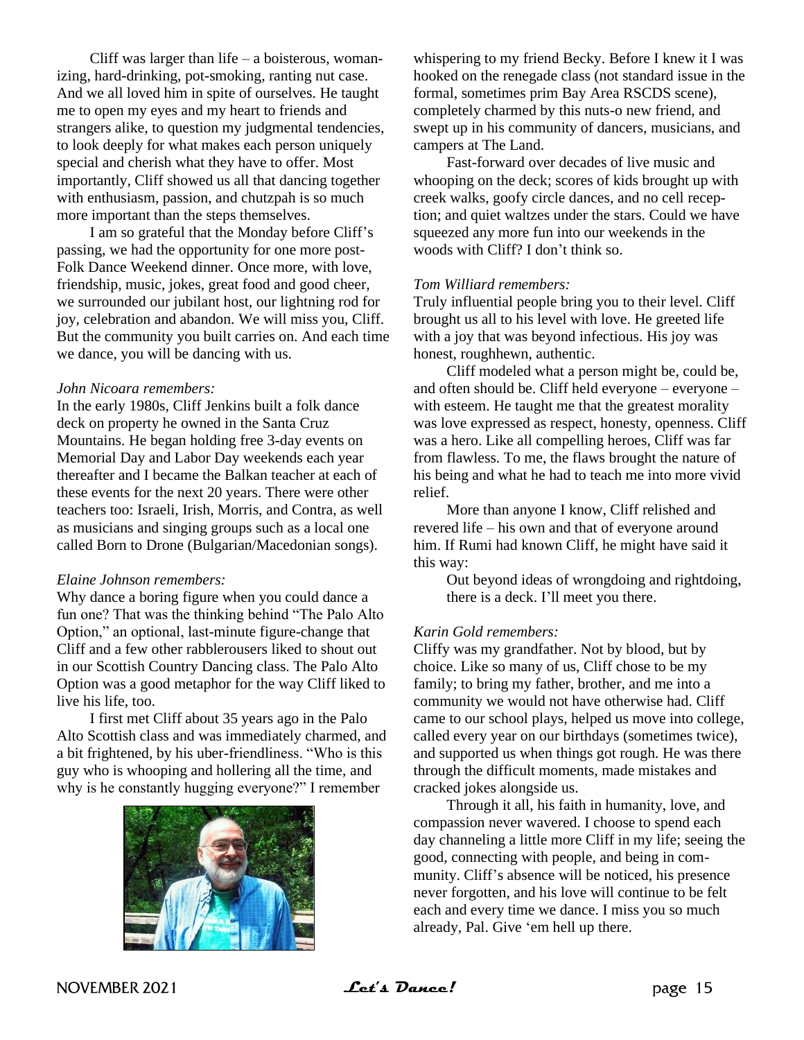Cliff was larger than life – a boisterous, womanizing, hard-drinking, pot-smoking, ranting nut case. And we all loved him in spite of ourselves. He taught me to open my eyes and my heart to friends and strangers alike, to question my judgmental tendencies, to look deeply for what makes each person uniquely special and cherish what they have to offer. Most importantly, Cliff showed us all that dancing together with enthusiasm, passion, and chutzpah is so much more important than the steps themselves.

I am so grateful that the Monday before Cliff's passing, we had the opportunity for one more post-Folk Dance Weekend dinner. Once more, with love, friendship, music, jokes, great food and good cheer, we surrounded our jubilant host, our lightning rod for joy, celebration and abandon. We will miss you, Cliff. But the community you built carries on. And each time we dance, you will be dancing with us.

*John Nicoara remembers:*
In the early 1980s, Cliff Jenkins built a folk dance deck on property he owned in the Santa Cruz Mountains. He began holding free 3-day events on Memorial Day and Labor Day weekends each year thereafter and I became the Balkan teacher at each of these events for the next 20 years. There were other teachers too: Israeli, Irish, Morris, and Contra, as well as musicians and singing groups such as a local one called Born to Drone (Bulgarian/Macedonian songs).

*Elaine Johnson remembers:*
Why dance a boring figure when you could dance a fun one? That was the thinking behind "The Palo Alto Option," an optional, last-minute figure-change that Cliff and a few other rabblerousers liked to shout out in our Scottish Country Dancing class. The Palo Alto Option was a good metaphor for the way Cliff liked to live his life, too.

I first met Cliff about 35 years ago in the Palo Alto Scottish class and was immediately charmed, and a bit frightened, by his uber-friendliness. "Who is this guy who is whooping and hollering all the time, and why is he constantly hugging everyone?" I remember whispering to my friend Becky. Before I knew it I was hooked on the renegade class (not standard issue in the formal, sometimes prim Bay Area RSCDS scene), completely charmed by this nuts-o new friend, and swept up in his community of dancers, musicians, and campers at The Land.

Fast-forward over decades of live music and whooping on the deck; scores of kids brought up with creek walks, goofy circle dances, and no cell reception; and quiet waltzes under the stars. Could we have squeezed any more fun into our weekends in the woods with Cliff? I don't think so.

*Tom Williard remembers:*
Truly influential people bring you to their level. Cliff brought us all to his level with love. He greeted life with a joy that was beyond infectious. His joy was honest, roughhewn, authentic.

Cliff modeled what a person might be, could be, and often should be. Cliff held everyone – everyone – with esteem. He taught me that the greatest morality was love expressed as respect, honesty, openness. Cliff was a hero. Like all compelling heroes, Cliff was far from flawless. To me, the flaws brought the nature of his being and what he had to teach me into more vivid relief.

More than anyone I know, Cliff relished and revered life – his own and that of everyone around him. If Rumi had known Cliff, he might have said it this way:

> Out beyond ideas of wrongdoing and rightdoing,
> there is a deck. I'll meet you there.

*Karin Gold remembers:*
Cliffy was my grandfather. Not by blood, but by choice. Like so many of us, Cliff chose to be my family; to bring my father, brother, and me into a community we would not have otherwise had. Cliff came to our school plays, helped us move into college, called every year on our birthdays (sometimes twice), and supported us when things got rough. He was there through the difficult moments, made mistakes and cracked jokes alongside us.

Through it all, his faith in humanity, love, and compassion never wavered. I choose to spend each day channeling a little more Cliff in my life; seeing the good, connecting with people, and being in community. Cliff's absence will be noticed, his presence never forgotten, and his love will continue to be felt each and every time we dance. I miss you so much already, Pal. Give 'em hell up there.